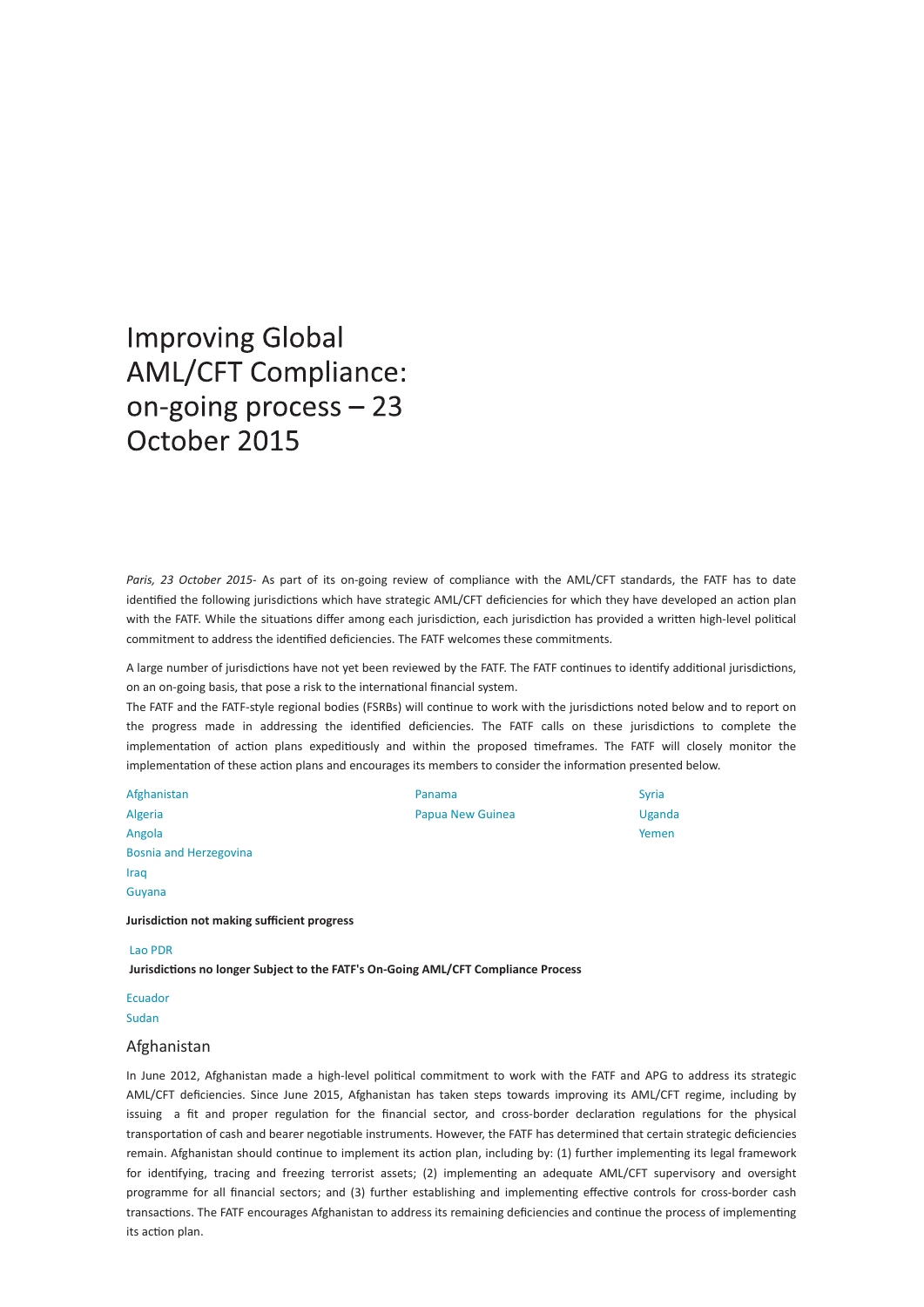# Improving Global AML/CFT Compliance: on-going process – 23 October 2015

*Paris, 23 October 2015*- As part of its on-going review of compliance with the AML/CFT standards, the FATF has to date identified the following jurisdictions which have strategic AML/CFT deficiencies for which they have developed an action plan with the FATF. While the situations differ among each jurisdiction, each jurisdiction has provided a written high-level political commitment to address the identified deficiencies. The FATF welcomes these commitments.

A large number of jurisdictions have not yet been reviewed by the FATF. The FATF continues to identify additional jurisdictions, on an on-going basis, that pose a risk to the international financial system.

The FATF and the FATF-style regional bodies (FSRBs) will continue to work with the jurisdictions noted below and to report on the progress made in addressing the identified deficiencies. The FATF calls on these jurisdictions to complete the implementation of action plans expeditiously and within the proposed timeframes. The FATF will closely monitor the implementation of these action plans and encourages its members to consider the information presented below.

- Afghanistan
- Algeria
- Angola
- Bosnia and Herzegovina
- Iraq
- Guyana
- Panama
- Papua New Guinea
- Syria
- Uganda
- Yemen

**Jurisdiction not making sufficient progress**

- Lao PDR

**Jurisdictions no longer Subject to the FATF's On-Going AML/CFT Compliance Process**

- Ecuador
- Sudan

## Afghanistan

In June 2012, Afghanistan made a high-level political commitment to work with the FATF and APG to address its strategic AML/CFT deficiencies. Since June 2015, Afghanistan has taken steps towards improving its AML/CFT regime, including by issuing a fit and proper regulation for the financial sector, and cross-border declaration regulations for the physical transportation of cash and bearer negotiable instruments. However, the FATF has determined that certain strategic deficiencies remain. Afghanistan should continue to implement its action plan, including by: (1) further implementing its legal framework for identifying, tracing and freezing terrorist assets; (2) implementing an adequate AML/CFT supervisory and oversight programme for all financial sectors; and (3) further establishing and implementing effective controls for cross-border cash transactions. The FATF encourages Afghanistan to address its remaining deficiencies and continue the process of implementing its action plan.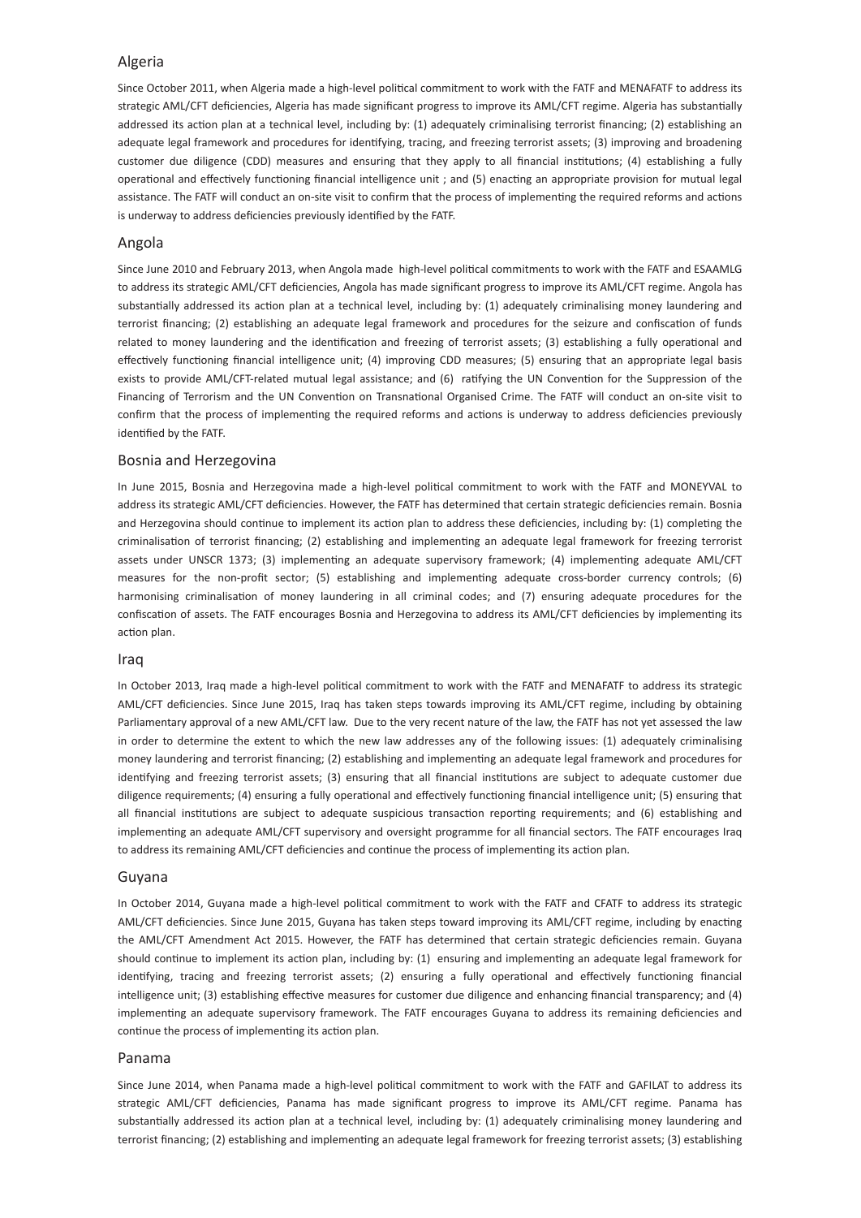## Algeria

Since October 2011, when Algeria made a high-level political commitment to work with the FATF and MENAFATF to address its strategic AML/CFT deficiencies, Algeria has made significant progress to improve its AML/CFT regime. Algeria has substantially addressed its action plan at a technical level, including by: (1) adequately criminalising terrorist financing; (2) establishing an adequate legal framework and procedures for identifying, tracing, and freezing terrorist assets; (3) improving and broadening customer due diligence (CDD) measures and ensuring that they apply to all financial institutions; (4) establishing a fully operational and effectively functioning financial intelligence unit ; and (5) enacting an appropriate provision for mutual legal assistance. The FATF will conduct an on-site visit to confirm that the process of implementing the required reforms and actions is underway to address deficiencies previously identified by the FATF.

## Angola

Since June 2010 and February 2013, when Angola made high-level political commitments to work with the FATF and ESAAMLG to address its strategic AML/CFT deficiencies, Angola has made significant progress to improve its AML/CFT regime. Angola has substantially addressed its action plan at a technical level, including by: (1) adequately criminalising money laundering and terrorist financing; (2) establishing an adequate legal framework and procedures for the seizure and confiscation of funds related to money laundering and the identification and freezing of terrorist assets; (3) establishing a fully operational and effectively functioning financial intelligence unit; (4) improving CDD measures; (5) ensuring that an appropriate legal basis exists to provide AML/CFT-related mutual legal assistance; and (6) ratifying the UN Convention for the Suppression of the Financing of Terrorism and the UN Convention on Transnational Organised Crime. The FATF will conduct an on-site visit to confirm that the process of implementing the required reforms and actions is underway to address deficiencies previously identified by the FATF.

## Bosnia and Herzegovina

In June 2015, Bosnia and Herzegovina made a high-level political commitment to work with the FATF and MONEYVAL to address its strategic AML/CFT deficiencies. However, the FATF has determined that certain strategic deficiencies remain. Bosnia and Herzegovina should continue to implement its action plan to address these deficiencies, including by: (1) completing the criminalisation of terrorist financing; (2) establishing and implementing an adequate legal framework for freezing terrorist assets under UNSCR 1373; (3) implementing an adequate supervisory framework; (4) implementing adequate AML/CFT measures for the non-profit sector; (5) establishing and implementing adequate cross-border currency controls; (6) harmonising criminalisation of money laundering in all criminal codes; and (7) ensuring adequate procedures for the confiscation of assets. The FATF encourages Bosnia and Herzegovina to address its AML/CFT deficiencies by implementing its action plan.

## Iraq

In October 2013, Iraq made a high-level political commitment to work with the FATF and MENAFATF to address its strategic AML/CFT deficiencies. Since June 2015, Iraq has taken steps towards improving its AML/CFT regime, including by obtaining Parliamentary approval of a new AML/CFT law. Due to the very recent nature of the law, the FATF has not yet assessed the law in order to determine the extent to which the new law addresses any of the following issues: (1) adequately criminalising money laundering and terrorist financing; (2) establishing and implementing an adequate legal framework and procedures for identifying and freezing terrorist assets; (3) ensuring that all financial institutions are subject to adequate customer due diligence requirements; (4) ensuring a fully operational and effectively functioning financial intelligence unit; (5) ensuring that all financial institutions are subject to adequate suspicious transaction reporting requirements; and (6) establishing and implementing an adequate AML/CFT supervisory and oversight programme for all financial sectors. The FATF encourages Iraq to address its remaining AML/CFT deficiencies and continue the process of implementing its action plan.

## Guyana

In October 2014, Guyana made a high-level political commitment to work with the FATF and CFATF to address its strategic AML/CFT deficiencies. Since June 2015, Guyana has taken steps toward improving its AML/CFT regime, including by enacting the AML/CFT Amendment Act 2015. However, the FATF has determined that certain strategic deficiencies remain. Guyana should continue to implement its action plan, including by: (1) ensuring and implementing an adequate legal framework for identifying, tracing and freezing terrorist assets; (2) ensuring a fully operational and effectively functioning financial intelligence unit; (3) establishing effective measures for customer due diligence and enhancing financial transparency; and (4) implementing an adequate supervisory framework. The FATF encourages Guyana to address its remaining deficiencies and continue the process of implementing its action plan.

## Panama

Since June 2014, when Panama made a high-level political commitment to work with the FATF and GAFILAT to address its strategic AML/CFT deficiencies, Panama has made significant progress to improve its AML/CFT regime. Panama has substantially addressed its action plan at a technical level, including by: (1) adequately criminalising money laundering and terrorist financing; (2) establishing and implementing an adequate legal framework for freezing terrorist assets; (3) establishing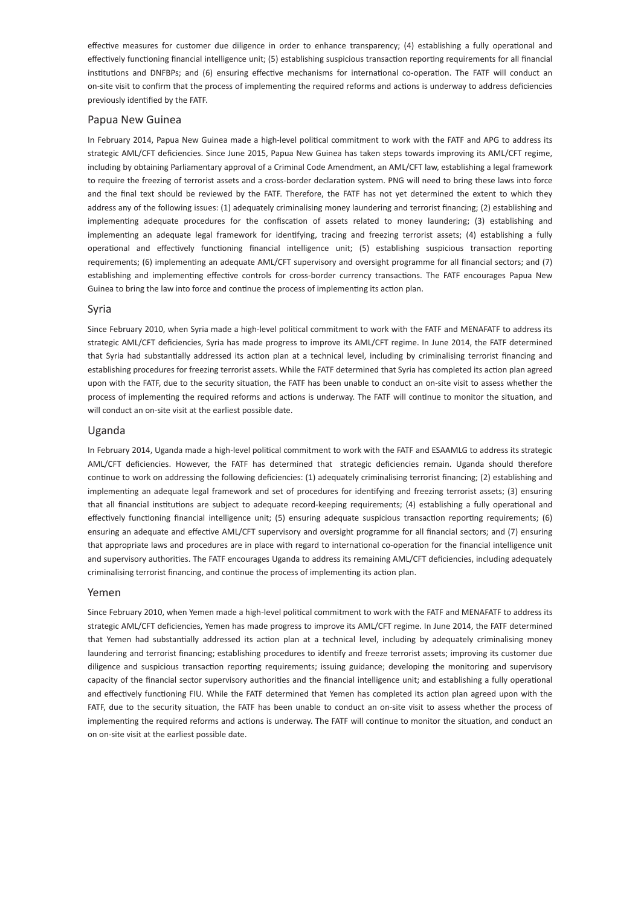effective measures for customer due diligence in order to enhance transparency; (4) establishing a fully operational and effectively functioning financial intelligence unit; (5) establishing suspicious transaction reporting requirements for all financial institutions and DNFBPs; and (6) ensuring effective mechanisms for international co-operation. The FATF will conduct an on-site visit to confirm that the process of implementing the required reforms and actions is underway to address deficiencies previously identified by the FATF.

## Papua New Guinea

In February 2014, Papua New Guinea made a high-level political commitment to work with the FATF and APG to address its strategic AML/CFT deficiencies. Since June 2015, Papua New Guinea has taken steps towards improving its AML/CFT regime, including by obtaining Parliamentary approval of a Criminal Code Amendment, an AML/CFT law, establishing a legal framework to require the freezing of terrorist assets and a cross-border declaration system. PNG will need to bring these laws into force and the final text should be reviewed by the FATF. Therefore, the FATF has not yet determined the extent to which they address any of the following issues: (1) adequately criminalising money laundering and terrorist financing; (2) establishing and implementing adequate procedures for the confiscation of assets related to money laundering; (3) establishing and implementing an adequate legal framework for identifying, tracing and freezing terrorist assets; (4) establishing a fully operational and effectively functioning financial intelligence unit; (5) establishing suspicious transaction reporting requirements; (6) implementing an adequate AML/CFT supervisory and oversight programme for all financial sectors; and (7) establishing and implementing effective controls for cross-border currency transactions. The FATF encourages Papua New Guinea to bring the law into force and continue the process of implementing its action plan.

## Syria

Since February 2010, when Syria made a high-level political commitment to work with the FATF and MENAFATF to address its strategic AML/CFT deficiencies, Syria has made progress to improve its AML/CFT regime. In June 2014, the FATF determined that Syria had substantially addressed its action plan at a technical level, including by criminalising terrorist financing and establishing procedures for freezing terrorist assets. While the FATF determined that Syria has completed its action plan agreed upon with the FATF, due to the security situation, the FATF has been unable to conduct an on-site visit to assess whether the process of implementing the required reforms and actions is underway. The FATF will continue to monitor the situation, and will conduct an on-site visit at the earliest possible date.

## Uganda

In February 2014, Uganda made a high-level political commitment to work with the FATF and ESAAMLG to address its strategic AML/CFT deficiencies. However, the FATF has determined that strategic deficiencies remain. Uganda should therefore continue to work on addressing the following deficiencies: (1) adequately criminalising terrorist financing; (2) establishing and implementing an adequate legal framework and set of procedures for identifying and freezing terrorist assets; (3) ensuring that all financial institutions are subject to adequate record-keeping requirements; (4) establishing a fully operational and effectively functioning financial intelligence unit; (5) ensuring adequate suspicious transaction reporting requirements; (6) ensuring an adequate and effective AML/CFT supervisory and oversight programme for all financial sectors; and (7) ensuring that appropriate laws and procedures are in place with regard to international co-operation for the financial intelligence unit and supervisory authorities. The FATF encourages Uganda to address its remaining AML/CFT deficiencies, including adequately criminalising terrorist financing, and continue the process of implementing its action plan.

## Yemen

Since February 2010, when Yemen made a high-level political commitment to work with the FATF and MENAFATF to address its strategic AML/CFT deficiencies, Yemen has made progress to improve its AML/CFT regime. In June 2014, the FATF determined that Yemen had substantially addressed its action plan at a technical level, including by adequately criminalising money laundering and terrorist financing; establishing procedures to identify and freeze terrorist assets; improving its customer due diligence and suspicious transaction reporting requirements; issuing guidance; developing the monitoring and supervisory capacity of the financial sector supervisory authorities and the financial intelligence unit; and establishing a fully operational and effectively functioning FIU. While the FATF determined that Yemen has completed its action plan agreed upon with the FATF, due to the security situation, the FATF has been unable to conduct an on-site visit to assess whether the process of implementing the required reforms and actions is underway. The FATF will continue to monitor the situation, and conduct an on on-site visit at the earliest possible date.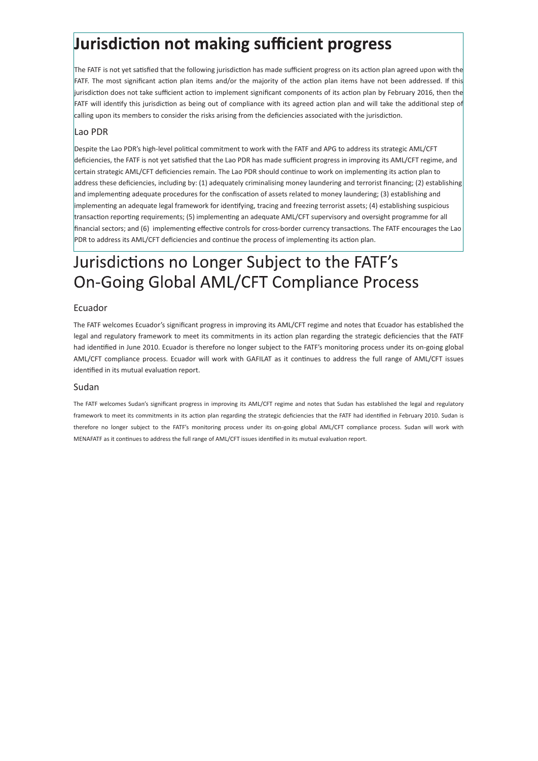# Jurisdiction not making sufficient progress

The FATF is not yet satisfied that the following jurisdiction has made sufficient progress on its action plan agreed upon with the FATF. The most significant action plan items and/or the majority of the action plan items have not been addressed. If this jurisdiction does not take sufficient action to implement significant components of its action plan by February 2016, then the FATF will identify this jurisdiction as being out of compliance with its agreed action plan and will take the additional step of calling upon its members to consider the risks arising from the deficiencies associated with the jurisdiction.

## Lao PDR

Despite the Lao PDR's high-level political commitment to work with the FATF and APG to address its strategic AML/CFT deficiencies, the FATF is not yet satisfied that the Lao PDR has made sufficient progress in improving its AML/CFT regime, and certain strategic AML/CFT deficiencies remain. The Lao PDR should continue to work on implementing its action plan to address these deficiencies, including by: (1) adequately criminalising money laundering and terrorist financing; (2) establishing and implementing adequate procedures for the confiscation of assets related to money laundering; (3) establishing and implementing an adequate legal framework for identifying, tracing and freezing terrorist assets; (4) establishing suspicious transaction reporting requirements; (5) implementing an adequate AML/CFT supervisory and oversight programme for all financial sectors; and (6) implementing effective controls for cross-border currency transactions. The FATF encourages the Lao PDR to address its AML/CFT deficiencies and continue the process of implementing its action plan.

# Jurisdictions no Longer Subject to the FATF's On-Going Global AML/CFT Compliance Process

## Ecuador

The FATF welcomes Ecuador's significant progress in improving its AML/CFT regime and notes that Ecuador has established the legal and regulatory framework to meet its commitments in its action plan regarding the strategic deficiencies that the FATF had identified in June 2010. Ecuador is therefore no longer subject to the FATF's monitoring process under its on-going global AML/CFT compliance process. Ecuador will work with GAFILAT as it continues to address the full range of AML/CFT issues identified in its mutual evaluation report.

## Sudan

The FATF welcomes Sudan's significant progress in improving its AML/CFT regime and notes that Sudan has established the legal and regulatory framework to meet its commitments in its action plan regarding the strategic deficiencies that the FATF had identified in February 2010. Sudan is therefore no longer subject to the FATF's monitoring process under its on-going global AML/CFT compliance process. Sudan will work with MENAFATF as it continues to address the full range of AML/CFT issues identified in its mutual evaluation report.